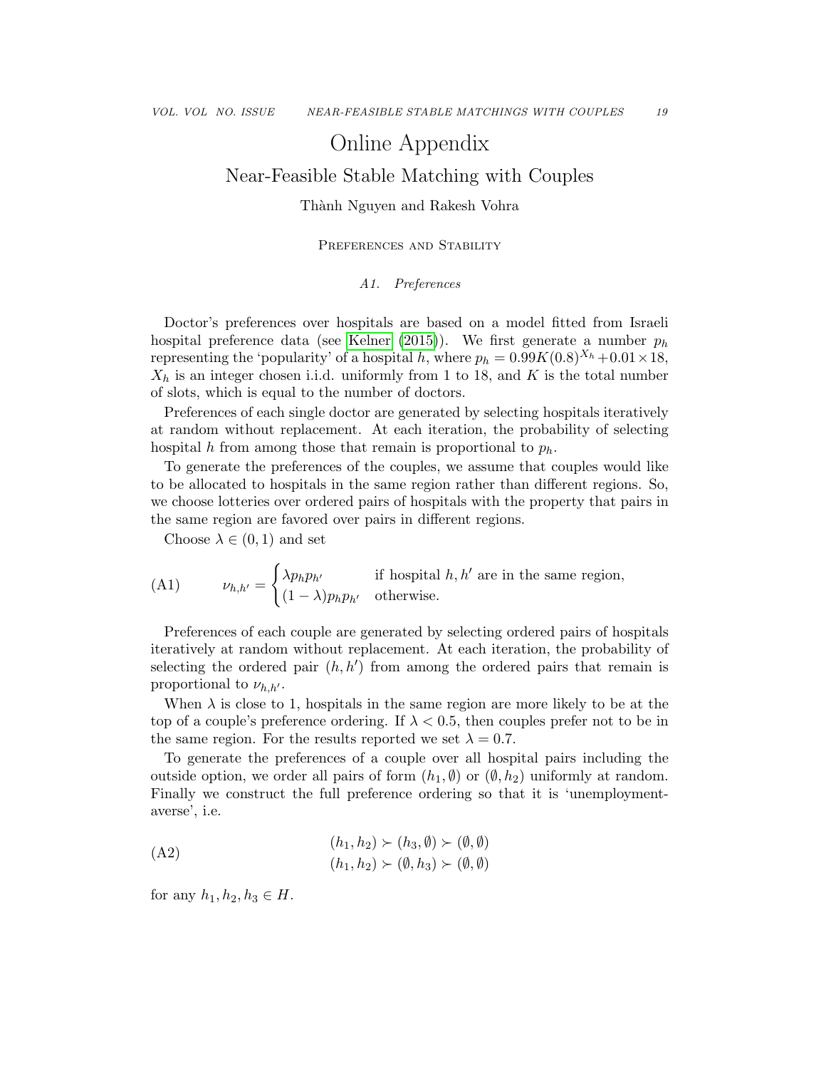# Online Appendix

## Near-Feasible Stable Matching with Couples

Thành Nguyen and Rakesh Vohra

### Preferences and Stability

#### A1. Preferences

Doctor's preferences over hospitals are based on a model fitted from Israeli hospital preference data (see Kelner (2015)). We first generate a number $p_h$ representing the 'popularity' of a hospital $h$, where $p_h = 0.99K(0.8)^{X_h} + 0.01 \times 18$, $X_h$ is an integer chosen i.i.d. uniformly from 1 to 18, and $K$ is the total number of slots, which is equal to the number of doctors.

Preferences of each single doctor are generated by selecting hospitals iteratively at random without replacement. At each iteration, the probability of selecting hospital $h$ from among those that remain is proportional to $p_h$.

To generate the preferences of the couples, we assume that couples would like to be allocated to hospitals in the same region rather than different regions. So, we choose lotteries over ordered pairs of hospitals with the property that pairs in the same region are favored over pairs in different regions.

Choose $\lambda \in (0, 1)$ and set

$$\nu_{h,h'} = \begin{cases} \lambda p_h p_{h'} & \text{if hospital } h, h' \text{ are in the same region,} \\ (1-\lambda) p_h p_{h'} & \text{otherwise.} \end{cases} \tag{A1}$$

Preferences of each couple are generated by selecting ordered pairs of hospitals iteratively at random without replacement. At each iteration, the probability of selecting the ordered pair $(h, h')$ from among the ordered pairs that remain is proportional to $\nu_{h,h'}$.

When $\lambda$ is close to 1, hospitals in the same region are more likely to be at the top of a couple's preference ordering. If $\lambda < 0.5$, then couples prefer not to be in the same region. For the results reported we set $\lambda = 0.7$.

To generate the preferences of a couple over all hospital pairs including the outside option, we order all pairs of form $(h_1, \emptyset)$ or $(\emptyset, h_2)$ uniformly at random. Finally we construct the full preference ordering so that it is 'unemployment-averse', i.e.

$$\begin{aligned} (h_1, h_2) \succ (h_3, \emptyset) \succ (\emptyset, \emptyset) \\ (h_1, h_2) \succ (\emptyset, h_3) \succ (\emptyset, \emptyset) \end{aligned} \tag{A2}$$

for any $h_1, h_2, h_3 \in H$.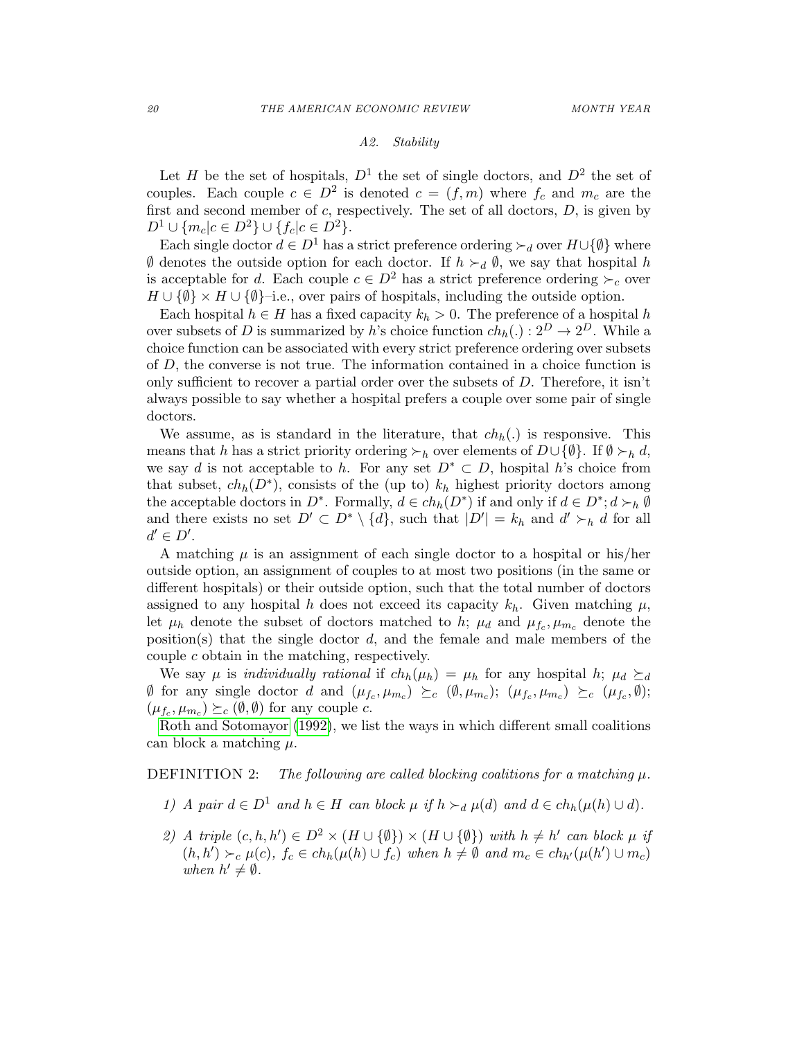### A2. Stability

Let $H$ be the set of hospitals, $D^1$ the set of single doctors, and $D^2$ the set of couples. Each couple $c \in D^2$ is denoted $c = (f, m)$ where $f_c$ and $m_c$ are the first and second member of $c$, respectively. The set of all doctors, $D$, is given by $D^1 \cup \{m_c | c \in D^2\} \cup \{f_c | c \in D^2\}$.

Each single doctor $d \in D^1$ has a strict preference ordering $\succ_d$ over $H \cup \{\emptyset\}$ where $\emptyset$ denotes the outside option for each doctor. If $h \succ_d \emptyset$, we say that hospital $h$ is acceptable for $d$. Each couple $c \in D^2$ has a strict preference ordering $\succ_c$ over $H \cup \{\emptyset\} \times H \cup \{\emptyset\}$–i.e., over pairs of hospitals, including the outside option.

Each hospital $h \in H$ has a fixed capacity $k_h > 0$. The preference of a hospital $h$ over subsets of $D$ is summarized by $h$'s choice function $ch_h(.) : 2^D \to 2^D$. While a choice function can be associated with every strict preference ordering over subsets of $D$, the converse is not true. The information contained in a choice function is only sufficient to recover a partial order over the subsets of $D$. Therefore, it isn't always possible to say whether a hospital prefers a couple over some pair of single doctors.

We assume, as is standard in the literature, that $ch_h(.)$ is responsive. This means that $h$ has a strict priority ordering $\succ_h$ over elements of $D \cup \{\emptyset\}$. If $\emptyset \succ_h d$, we say $d$ is not acceptable to $h$. For any set $D^* \subset D$, hospital $h$'s choice from that subset, $ch_h(D^*)$, consists of the (up to) $k_h$ highest priority doctors among the acceptable doctors in $D^*$. Formally, $d \in ch_h(D^*)$ if and only if $d \in D^*; d \succ_h \emptyset$ and there exists no set $D' \subset D^* \setminus \{d\}$, such that $|D'| = k_h$ and $d' \succ_h d$ for all $d' \in D'$.

A matching $\mu$ is an assignment of each single doctor to a hospital or his/her outside option, an assignment of couples to at most two positions (in the same or different hospitals) or their outside option, such that the total number of doctors assigned to any hospital $h$ does not exceed its capacity $k_h$. Given matching $\mu$, let $\mu_h$ denote the subset of doctors matched to $h$; $\mu_d$ and $\mu_{f_c}, \mu_{m_c}$ denote the position(s) that the single doctor $d$, and the female and male members of the couple $c$ obtain in the matching, respectively.

We say $\mu$ is *individually rational* if $ch_h(\mu_h) = \mu_h$ for any hospital $h$; $\mu_d \succeq_d \emptyset$ for any single doctor $d$ and $(\mu_{f_c}, \mu_{m_c}) \succeq_c (\emptyset, \mu_{m_c})$; $(\mu_{f_c}, \mu_{m_c}) \succeq_c (\mu_{f_c}, \emptyset)$; $(\mu_{f_c}, \mu_{m_c}) \succeq_c (\emptyset, \emptyset)$ for any couple $c$.

Roth and Sotomayor (1992), we list the ways in which different small coalitions can block a matching $\mu$.

DEFINITION 2: *The following are called blocking coalitions for a matching $\mu$.*

1) *A pair $d \in D^1$ and $h \in H$ can block $\mu$ if $h \succ_d \mu(d)$ and $d \in ch_h(\mu(h) \cup d)$.*

2) *A triple $(c, h, h') \in D^2 \times (H \cup \{\emptyset\}) \times (H \cup \{\emptyset\})$ with $h \neq h'$ can block $\mu$ if $(h, h') \succ_c \mu(c)$, $f_c \in ch_h(\mu(h) \cup f_c)$ when $h \neq \emptyset$ and $m_c \in ch_{h'}(\mu(h') \cup m_c)$ when $h' \neq \emptyset$.*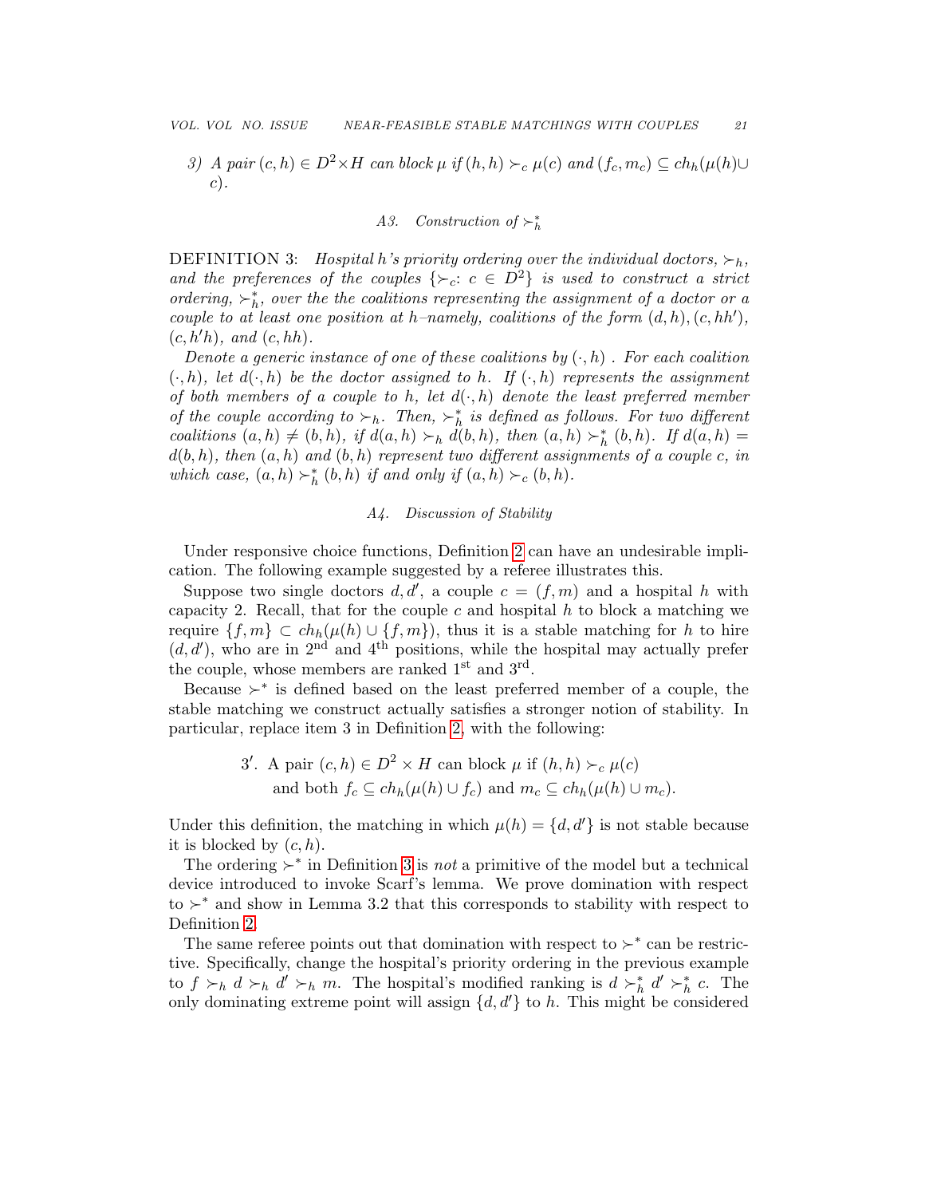*3) A pair $(c, h) \in D^2 \times H$ can block $\mu$ if $(h, h) \succ_c \mu(c)$ and $(f_c, m_c) \subseteq ch_h(\mu(h) \cup c)$.*

### A3. Construction of $\succ_h^*$

DEFINITION 3: *Hospital $h$'s priority ordering over the individual doctors, $\succ_h$, and the preferences of the couples $\{\succ_c : c \in D^2\}$ is used to construct a strict ordering, $\succ_h^*$, over the the coalitions representing the assignment of a doctor or a couple to at least one position at $h$–namely, coalitions of the form $(d, h), (c, hh')$, $(c, h'h)$, and $(c, hh)$.*

*Denote a generic instance of one of these coalitions by $(\cdot, h)$. For each coalition $(\cdot, h)$, let $d(\cdot, h)$ be the doctor assigned to $h$. If $(\cdot, h)$ represents the assignment of both members of a couple to $h$, let $d(\cdot, h)$ denote the least preferred member of the couple according to $\succ_h$. Then, $\succ_h^*$ is defined as follows. For two different coalitions $(a, h) \neq (b, h)$, if $d(a, h) \succ_h d(b, h)$, then $(a, h) \succ_h^* (b, h)$. If $d(a, h) = d(b, h)$, then $(a, h)$ and $(b, h)$ represent two different assignments of a couple $c$, in which case, $(a, h) \succ_h^* (b, h)$ if and only if $(a, h) \succ_c (b, h)$.*

### A4. Discussion of Stability

Under responsive choice functions, Definition 2 can have an undesirable implication. The following example suggested by a referee illustrates this.

Suppose two single doctors $d, d'$, a couple $c = (f, m)$ and a hospital $h$ with capacity 2. Recall, that for the couple $c$ and hospital $h$ to block a matching we require $\{f, m\} \subset ch_h(\mu(h) \cup \{f, m\})$, thus it is a stable matching for $h$ to hire $(d, d')$, who are in 2nd and 4th positions, while the hospital may actually prefer the couple, whose members are ranked 1st and 3rd.

Because $\succ^*$ is defined based on the least preferred member of a couple, the stable matching we construct actually satisfies a stronger notion of stability. In particular, replace item 3 in Definition 2, with the following:

$3'$. A pair $(c, h) \in D^2 \times H$ can block $\mu$ if $(h, h) \succ_c \mu(c)$ and both $f_c \subseteq ch_h(\mu(h) \cup f_c)$ and $m_c \subseteq ch_h(\mu(h) \cup m_c)$.

Under this definition, the matching in which $\mu(h) = \{d, d'\}$ is not stable because it is blocked by $(c, h)$.

The ordering $\succ^*$ in Definition 3 is *not* a primitive of the model but a technical device introduced to invoke Scarf's lemma. We prove domination with respect to $\succ^*$ and show in Lemma 3.2 that this corresponds to stability with respect to Definition 2.

The same referee points out that domination with respect to $\succ^*$ can be restrictive. Specifically, change the hospital's priority ordering in the previous example to $f \succ_h d \succ_h d' \succ_h m$. The hospital's modified ranking is $d \succ_h^* d' \succ_h^* c$. The only dominating extreme point will assign $\{d, d'\}$ to $h$. This might be considered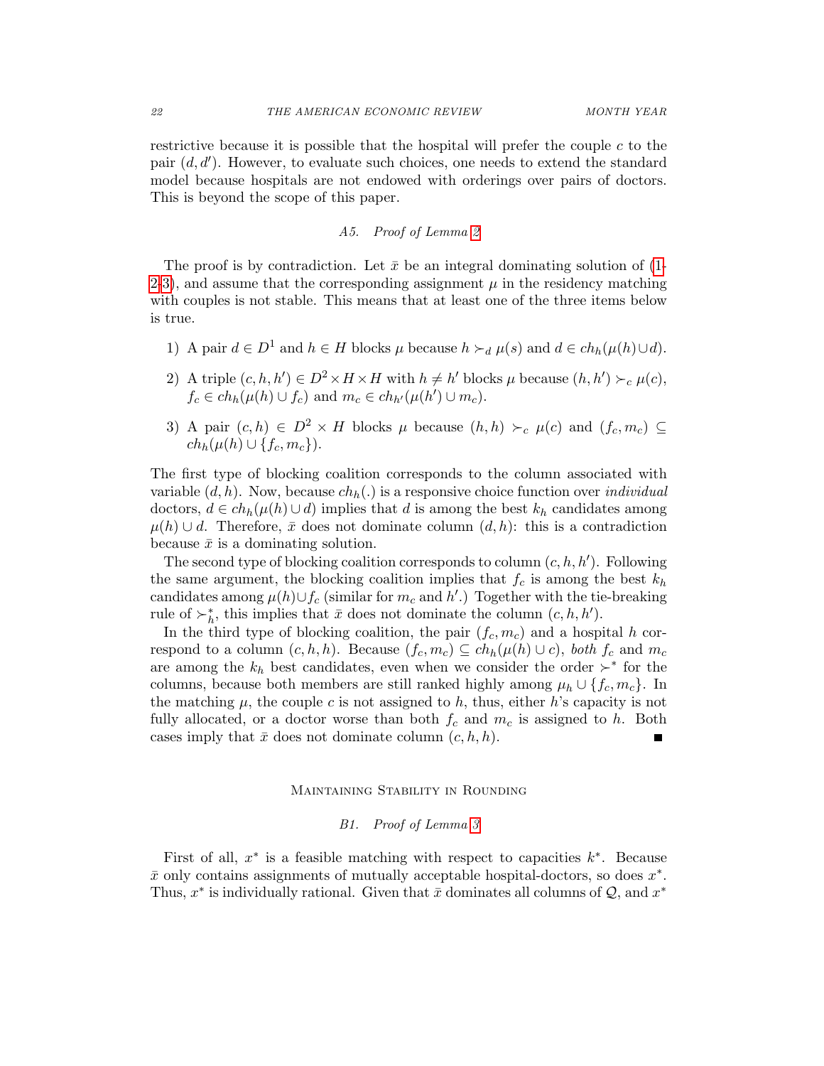restrictive because it is possible that the hospital will prefer the couple $c$ to the pair $(d, d')$. However, to evaluate such choices, one needs to extend the standard model because hospitals are not endowed with orderings over pairs of doctors. This is beyond the scope of this paper.

### A5. Proof of Lemma 2

The proof is by contradiction. Let $\bar{x}$ be an integral dominating solution of (1-2-3), and assume that the corresponding assignment $\mu$ in the residency matching with couples is not stable. This means that at least one of the three items below is true.

1) A pair $d \in D^1$ and $h \in H$ blocks $\mu$ because $h \succ_d \mu(s)$ and $d \in ch_h(\mu(h) \cup d)$.

2) A triple $(c, h, h') \in D^2 \times H \times H$ with $h \neq h'$ blocks $\mu$ because $(h, h') \succ_c \mu(c)$, $f_c \in ch_h(\mu(h) \cup f_c)$ and $m_c \in ch_{h'}(\mu(h') \cup m_c)$.

3) A pair $(c, h) \in D^2 \times H$ blocks $\mu$ because $(h, h) \succ_c \mu(c)$ and $(f_c, m_c) \subseteq ch_h(\mu(h) \cup \{f_c, m_c\})$.

The first type of blocking coalition corresponds to the column associated with variable $(d, h)$. Now, because $ch_h(.)$ is a responsive choice function over *individual* doctors, $d \in ch_h(\mu(h) \cup d)$ implies that $d$ is among the best $k_h$ candidates among $\mu(h) \cup d$. Therefore, $\bar{x}$ does not dominate column $(d, h)$: this is a contradiction because $\bar{x}$ is a dominating solution.

The second type of blocking coalition corresponds to column $(c, h, h')$. Following the same argument, the blocking coalition implies that $f_c$ is among the best $k_h$ candidates among $\mu(h) \cup f_c$ (similar for $m_c$ and $h'$.) Together with the tie-breaking rule of $\succ^*_h$, this implies that $\bar{x}$ does not dominate the column $(c, h, h')$.

In the third type of blocking coalition, the pair $(f_c, m_c)$ and a hospital $h$ correspond to a column $(c, h, h)$. Because $(f_c, m_c) \subseteq ch_h(\mu(h) \cup c)$, *both* $f_c$ and $m_c$ are among the $k_h$ best candidates, even when we consider the order $\succ^*$ for the columns, because both members are still ranked highly among $\mu_h \cup \{f_c, m_c\}$. In the matching $\mu$, the couple $c$ is not assigned to $h$, thus, either $h$'s capacity is not fully allocated, or a doctor worse than both $f_c$ and $m_c$ is assigned to $h$. Both cases imply that $\bar{x}$ does not dominate column $(c, h, h)$. ∎

## Maintaining Stability in Rounding

### B1. Proof of Lemma 3

First of all, $x^*$ is a feasible matching with respect to capacities $k^*$. Because $\bar{x}$ only contains assignments of mutually acceptable hospital-doctors, so does $x^*$. Thus, $x^*$ is individually rational. Given that $\bar{x}$ dominates all columns of $\mathcal{Q}$, and $x^*$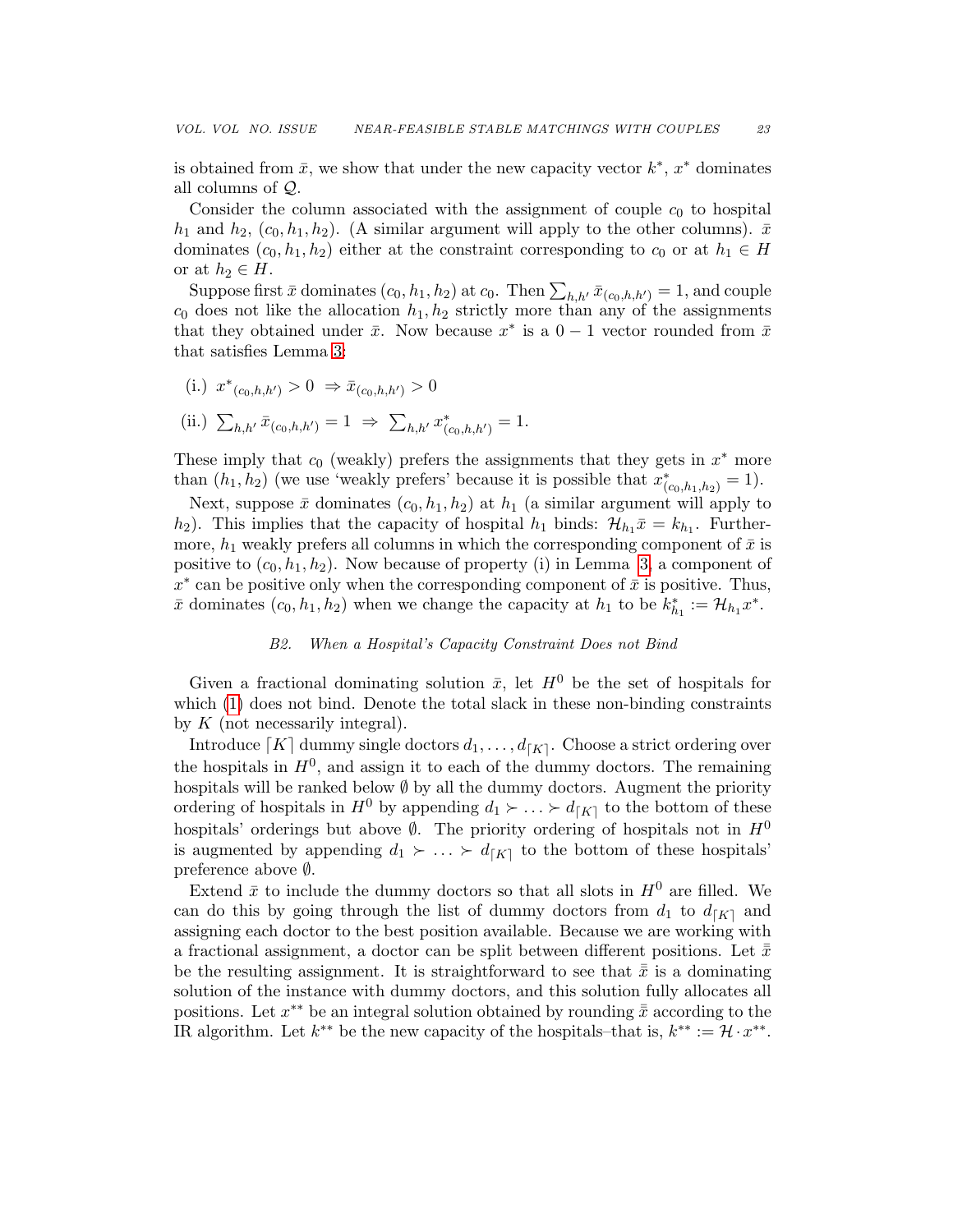is obtained from $\bar{x}$, we show that under the new capacity vector $k^*$, $x^*$ dominates all columns of $\mathcal{Q}$.

Consider the column associated with the assignment of couple $c_0$ to hospital $h_1$ and $h_2$, $(c_0, h_1, h_2)$. (A similar argument will apply to the other columns). $\bar{x}$ dominates $(c_0, h_1, h_2)$ either at the constraint corresponding to $c_0$ or at $h_1 \in H$ or at $h_2 \in H$.

Suppose first $\bar{x}$ dominates $(c_0, h_1, h_2)$ at $c_0$. Then $\sum_{h,h'} \bar{x}_{(c_0,h,h')} = 1$, and couple $c_0$ does not like the allocation $h_1, h_2$ strictly more than any of the assignments that they obtained under $\bar{x}$. Now because $x^*$ is a $0-1$ vector rounded from $\bar{x}$ that satisfies Lemma 3:

(i.) ${x^*}_{(c_0,h,h')} > 0 \;\Rightarrow \bar{x}_{(c_0,h,h')} > 0$

(ii.) $\sum_{h,h'} \bar{x}_{(c_0,h,h')} = 1 \;\Rightarrow\; \sum_{h,h'} x^*_{(c_0,h,h')} = 1$.

These imply that $c_0$ (weakly) prefers the assignments that they gets in $x^*$ more than $(h_1, h_2)$ (we use 'weakly prefers' because it is possible that $x^*_{(c_0,h_1,h_2)} = 1$).

Next, suppose $\bar{x}$ dominates $(c_0, h_1, h_2)$ at $h_1$ (a similar argument will apply to $h_2$). This implies that the capacity of hospital $h_1$ binds: $\mathcal{H}_{h_1}\bar{x} = k_{h_1}$. Furthermore, $h_1$ weakly prefers all columns in which the corresponding component of $\bar{x}$ is positive to $(c_0, h_1, h_2)$. Now because of property (i) in Lemma 3, a component of $x^*$ can be positive only when the corresponding component of $\bar{x}$ is positive. Thus, $\bar{x}$ dominates $(c_0, h_1, h_2)$ when we change the capacity at $h_1$ to be $k^*_{h_1} := \mathcal{H}_{h_1}x^*$.

### *B2. When a Hospital's Capacity Constraint Does not Bind*

Given a fractional dominating solution $\bar{x}$, let $H^0$ be the set of hospitals for which (1) does not bind. Denote the total slack in these non-binding constraints by $K$ (not necessarily integral).

Introduce $\lceil K \rceil$ dummy single doctors $d_1, \ldots, d_{\lceil K \rceil}$. Choose a strict ordering over the hospitals in $H^0$, and assign it to each of the dummy doctors. The remaining hospitals will be ranked below $\emptyset$ by all the dummy doctors. Augment the priority ordering of hospitals in $H^0$ by appending $d_1 \succ \ldots \succ d_{\lceil K \rceil}$ to the bottom of these hospitals' orderings but above $\emptyset$. The priority ordering of hospitals not in $H^0$ is augmented by appending $d_1 \succ \ldots \succ d_{\lceil K \rceil}$ to the bottom of these hospitals' preference above $\emptyset$.

Extend $\bar{x}$ to include the dummy doctors so that all slots in $H^0$ are filled. We can do this by going through the list of dummy doctors from $d_1$ to $d_{\lceil K \rceil}$ and assigning each doctor to the best position available. Because we are working with a fractional assignment, a doctor can be split between different positions. Let $\bar{\bar{x}}$ be the resulting assignment. It is straightforward to see that $\bar{\bar{x}}$ is a dominating solution of the instance with dummy doctors, and this solution fully allocates all positions. Let $x^{**}$ be an integral solution obtained by rounding $\bar{\bar{x}}$ according to the IR algorithm. Let $k^{**}$ be the new capacity of the hospitals–that is, $k^{**} := \mathcal{H} \cdot x^{**}$.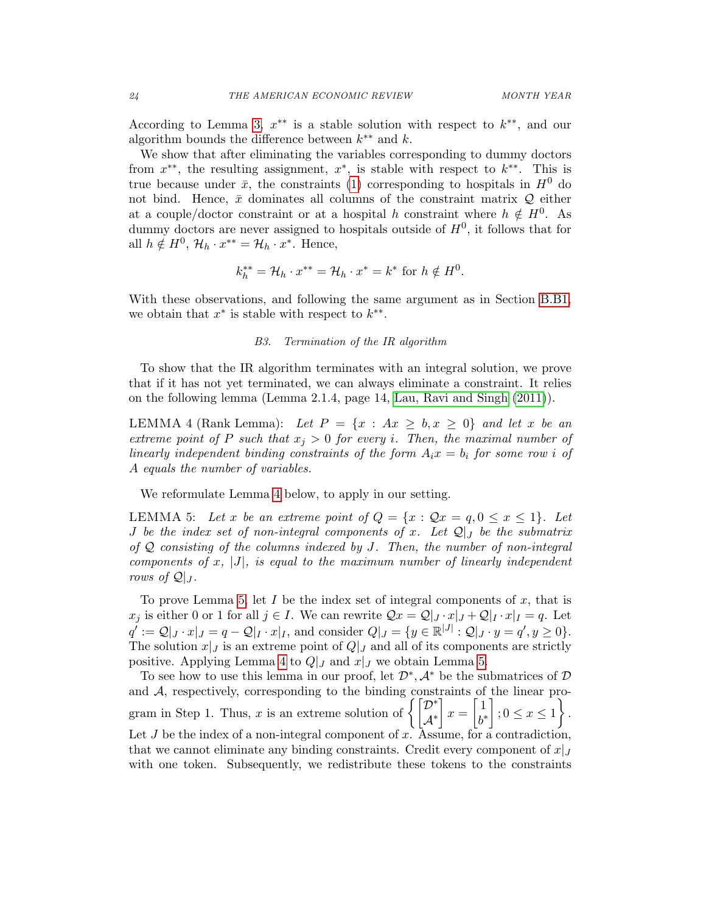According to Lemma 3, $x^{**}$ is a stable solution with respect to $k^{**}$, and our algorithm bounds the difference between $k^{**}$ and $k$.

We show that after eliminating the variables corresponding to dummy doctors from $x^{**}$, the resulting assignment, $x^*$, is stable with respect to $k^{**}$. This is true because under $\bar{x}$, the constraints (1) corresponding to hospitals in $H^0$ do not bind. Hence, $\bar{x}$ dominates all columns of the constraint matrix $\mathcal{Q}$ either at a couple/doctor constraint or at a hospital $h$ constraint where $h \notin H^0$. As dummy doctors are never assigned to hospitals outside of $H^0$, it follows that for all $h \notin H^0$, $\mathcal{H}_h \cdot x^{**} = \mathcal{H}_h \cdot x^*$. Hence,

$$k_h^{**} = \mathcal{H}_h \cdot x^{**} = \mathcal{H}_h \cdot x^* = k^* \text{ for } h \notin H^0.$$

With these observations, and following the same argument as in Section B.B1, we obtain that $x^*$ is stable with respect to $k^{**}$.

### *B3. Termination of the IR algorithm*

To show that the IR algorithm terminates with an integral solution, we prove that if it has not yet terminated, we can always eliminate a constraint. It relies on the following lemma (Lemma 2.1.4, page 14, Lau, Ravi and Singh (2011)).

LEMMA 4 (Rank Lemma): *Let $P = \{x : Ax \geq b, x \geq 0\}$ and let $x$ be an extreme point of $P$ such that $x_j > 0$ for every $i$. Then, the maximal number of linearly independent binding constraints of the form $A_i x = b_i$ for some row $i$ of $A$ equals the number of variables.*

We reformulate Lemma 4 below, to apply in our setting.

LEMMA 5: *Let $x$ be an extreme point of $Q = \{x : \mathcal{Q}x = q, 0 \leq x \leq 1\}$. Let $J$ be the index set of non-integral components of $x$. Let $\mathcal{Q}|_J$ be the submatrix of $\mathcal{Q}$ consisting of the columns indexed by $J$. Then, the number of non-integral components of $x$, $|J|$, is equal to the maximum number of linearly independent rows of $\mathcal{Q}|_J$.*

To prove Lemma 5, let $I$ be the index set of integral components of $x$, that is $x_j$ is either 0 or 1 for all $j \in I$. We can rewrite $\mathcal{Q}x = \mathcal{Q}|_J \cdot x|_J + \mathcal{Q}|_I \cdot x|_I = q$. Let $q' := \mathcal{Q}|_J \cdot x|_J = q - \mathcal{Q}|_I \cdot x|_I$, and consider $Q|_J = \{y \in \mathbb{R}^{|J|} : \mathcal{Q}|_J \cdot y = q', y \geq 0\}$. The solution $x|_J$ is an extreme point of $Q|_J$ and all of its components are strictly positive. Applying Lemma 4 to $Q|_J$ and $x|_J$ we obtain Lemma 5.

To see how to use this lemma in our proof, let $\mathcal{D}^*, \mathcal{A}^*$ be the submatrices of $\mathcal{D}$ and $\mathcal{A}$, respectively, corresponding to the binding constraints of the linear program in Step 1. Thus, $x$ is an extreme solution of $\left\{ \begin{bmatrix} \mathcal{D}^* \\ \mathcal{A}^* \end{bmatrix} x = \begin{bmatrix} 1 \\ b^* \end{bmatrix}; 0 \leq x \leq 1 \right\}$. Let $J$ be the index of a non-integral component of $x$. Assume, for a contradiction, that we cannot eliminate any binding constraints. Credit every component of $x|_J$ with one token. Subsequently, we redistribute these tokens to the constraints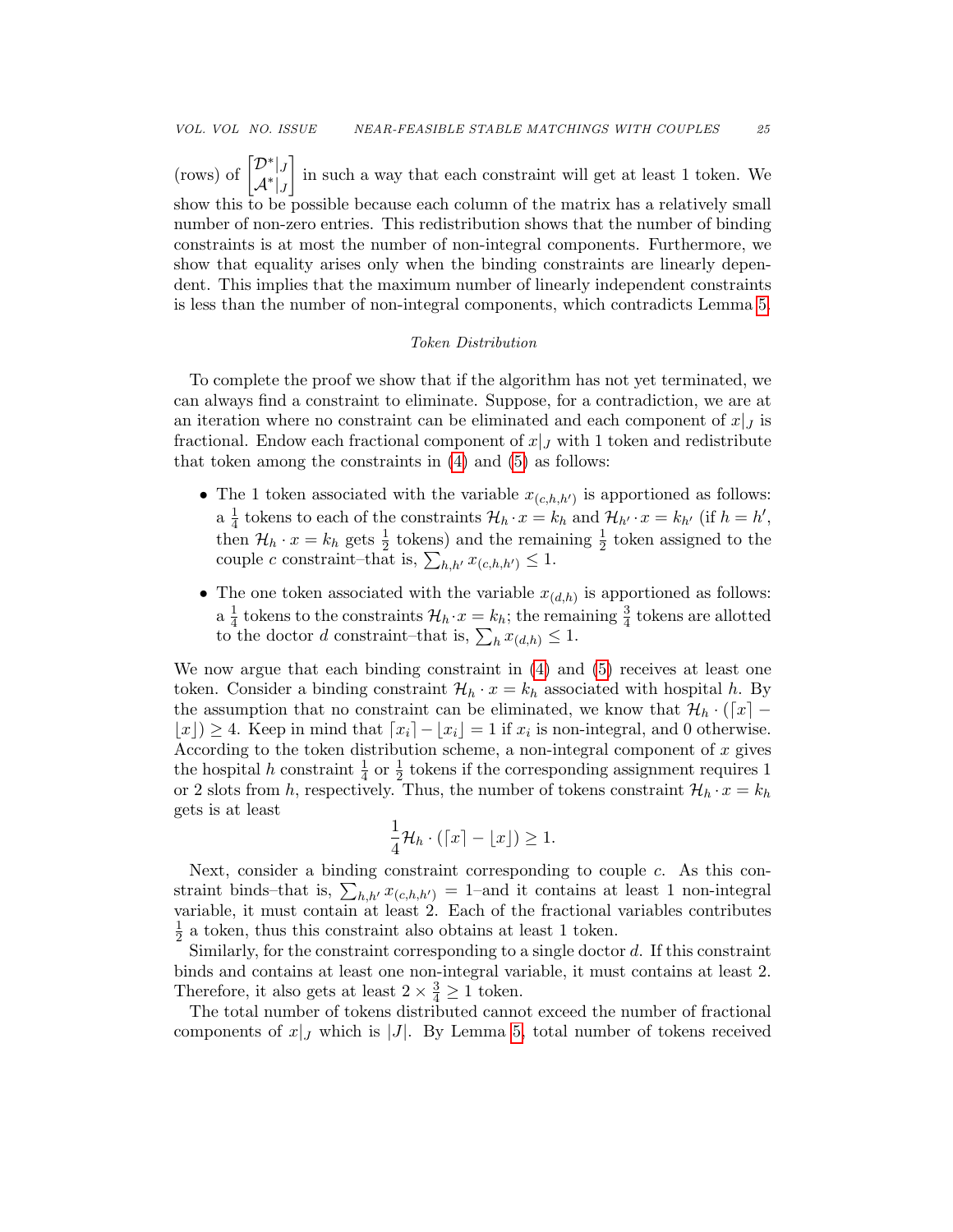(rows) of $\begin{bmatrix} \mathcal{D}^*|_J \\ \mathcal{A}^*|_J \end{bmatrix}$ in such a way that each constraint will get at least 1 token. We show this to be possible because each column of the matrix has a relatively small number of non-zero entries. This redistribution shows that the number of binding constraints is at most the number of non-integral components. Furthermore, we show that equality arises only when the binding constraints are linearly dependent. This implies that the maximum number of linearly independent constraints is less than the number of non-integral components, which contradicts Lemma 5.

*Token Distribution*

To complete the proof we show that if the algorithm has not yet terminated, we can always find a constraint to eliminate. Suppose, for a contradiction, we are at an iteration where no constraint can be eliminated and each component of $x|_J$ is fractional. Endow each fractional component of $x|_J$ with 1 token and redistribute that token among the constraints in (4) and (5) as follows:

- The 1 token associated with the variable $x_{(c,h,h')}$ is apportioned as follows: a $\frac{1}{4}$ tokens to each of the constraints $\mathcal{H}_h \cdot x = k_h$ and $\mathcal{H}_{h'} \cdot x = k_{h'}$ (if $h = h'$, then $\mathcal{H}_h \cdot x = k_h$ gets $\frac{1}{2}$ tokens) and the remaining $\frac{1}{2}$ token assigned to the couple $c$ constraint–that is, $\sum_{h,h'} x_{(c,h,h')} \leq 1$.
- The one token associated with the variable $x_{(d,h)}$ is apportioned as follows: a $\frac{1}{4}$ tokens to the constraints $\mathcal{H}_h \cdot x = k_h$; the remaining $\frac{3}{4}$ tokens are allotted to the doctor $d$ constraint–that is, $\sum_h x_{(d,h)} \leq 1$.

We now argue that each binding constraint in (4) and (5) receives at least one token. Consider a binding constraint $\mathcal{H}_h \cdot x = k_h$ associated with hospital $h$. By the assumption that no constraint can be eliminated, we know that $\mathcal{H}_h \cdot (\lceil x \rceil - \lfloor x \rfloor) \geq 4$. Keep in mind that $\lceil x_i \rceil - \lfloor x_i \rfloor = 1$ if $x_i$ is non-integral, and 0 otherwise. According to the token distribution scheme, a non-integral component of $x$ gives the hospital $h$ constraint $\frac{1}{4}$ or $\frac{1}{2}$ tokens if the corresponding assignment requires 1 or 2 slots from $h$, respectively. Thus, the number of tokens constraint $\mathcal{H}_h \cdot x = k_h$ gets is at least

$$\frac{1}{4}\mathcal{H}_h \cdot (\lceil x \rceil - \lfloor x \rfloor) \geq 1.$$

Next, consider a binding constraint corresponding to couple $c$. As this constraint binds–that is, $\sum_{h,h'} x_{(c,h,h')} = 1$–and it contains at least 1 non-integral variable, it must contain at least 2. Each of the fractional variables contributes $\frac{1}{2}$ a token, thus this constraint also obtains at least 1 token.

Similarly, for the constraint corresponding to a single doctor $d$. If this constraint binds and contains at least one non-integral variable, it must contains at least 2. Therefore, it also gets at least $2 \times \frac{3}{4} \geq 1$ token.

The total number of tokens distributed cannot exceed the number of fractional components of $x|_J$ which is $|J|$. By Lemma 5, total number of tokens received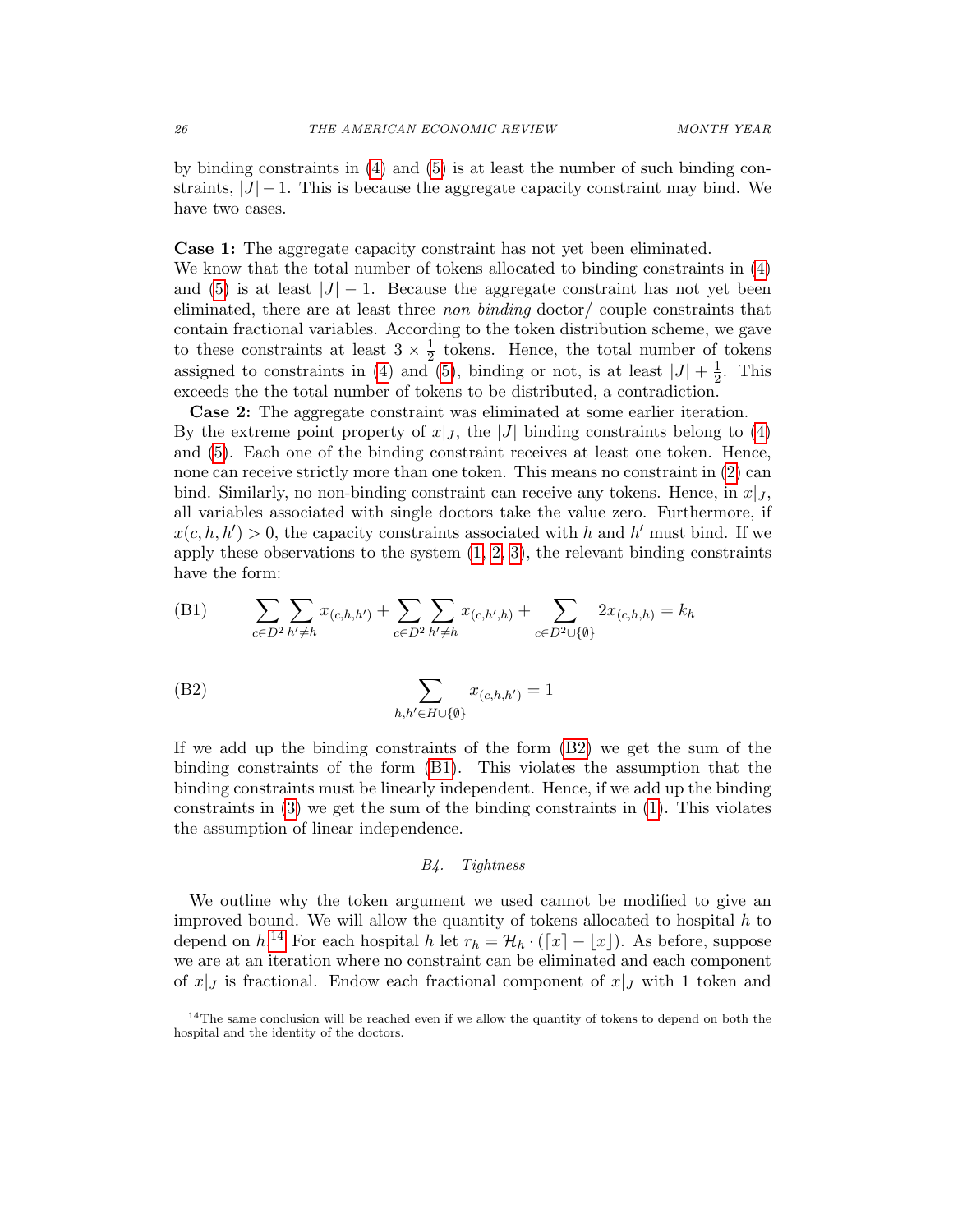by binding constraints in (4) and (5) is at least the number of such binding constraints, $|J|-1$. This is because the aggregate capacity constraint may bind. We have two cases.

**Case 1:** The aggregate capacity constraint has not yet been eliminated.
We know that the total number of tokens allocated to binding constraints in (4) and (5) is at least $|J|-1$. Because the aggregate constraint has not yet been eliminated, there are at least three *non binding* doctor/ couple constraints that contain fractional variables. According to the token distribution scheme, we gave to these constraints at least $3 \times \frac{1}{2}$ tokens. Hence, the total number of tokens assigned to constraints in (4) and (5), binding or not, is at least $|J| + \frac{1}{2}$. This exceeds the the total number of tokens to be distributed, a contradiction.

**Case 2:** The aggregate constraint was eliminated at some earlier iteration.
By the extreme point property of $x|_J$, the $|J|$ binding constraints belong to (4) and (5). Each one of the binding constraint receives at least one token. Hence, none can receive strictly more than one token. This means no constraint in (2) can bind. Similarly, no non-binding constraint can receive any tokens. Hence, in $x|_J$, all variables associated with single doctors take the value zero. Furthermore, if $x(c,h,h') > 0$, the capacity constraints associated with $h$ and $h'$ must bind. If we apply these observations to the system (1, 2, 3), the relevant binding constraints have the form:

$$\text{(B1)} \qquad \sum_{c \in D^2} \sum_{h' \neq h} x_{(c,h,h')} + \sum_{c \in D^2} \sum_{h' \neq h} x_{(c,h',h)} + \sum_{c \in D^2 \cup \{\emptyset\}} 2x_{(c,h,h)} = k_h$$

$$\text{(B2)} \qquad \sum_{h,h' \in H \cup \{\emptyset\}} x_{(c,h,h')} = 1$$

If we add up the binding constraints of the form (B2) we get the sum of the binding constraints of the form (B1). This violates the assumption that the binding constraints must be linearly independent. Hence, if we add up the binding constraints in (3) we get the sum of the binding constraints in (1). This violates the assumption of linear independence.

### *B4. Tightness*

We outline why the token argument we used cannot be modified to give an improved bound. We will allow the quantity of tokens allocated to hospital $h$ to depend on $h$.[14] For each hospital $h$ let $r_h = \mathcal{H}_h \cdot (\lceil x \rceil - \lfloor x \rfloor)$. As before, suppose we are at an iteration where no constraint can be eliminated and each component of $x|_J$ is fractional. Endow each fractional component of $x|_J$ with 1 token and

[14]The same conclusion will be reached even if we allow the quantity of tokens to depend on both the hospital and the identity of the doctors.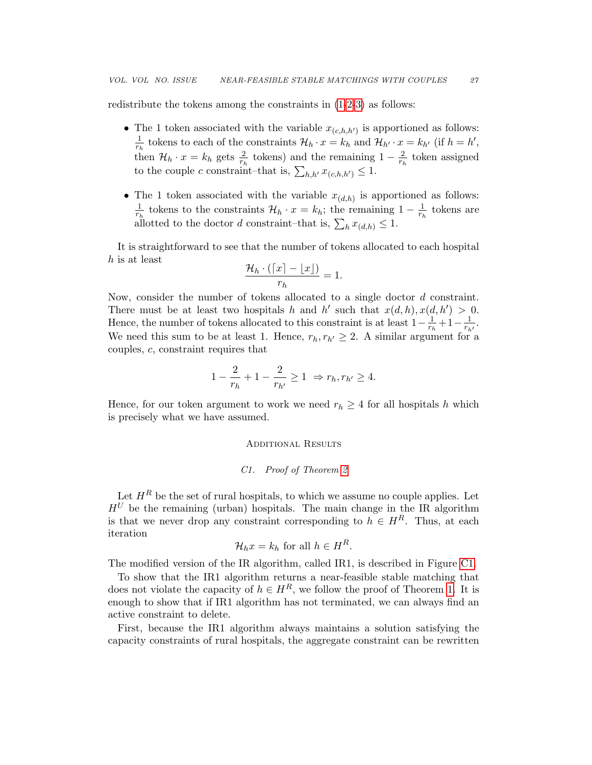redistribute the tokens among the constraints in (1-2-3) as follows:

- The 1 token associated with the variable $x_{(c,h,h')}$ is apportioned as follows: $\frac{1}{r_h}$ tokens to each of the constraints $\mathcal{H}_h \cdot x = k_h$ and $\mathcal{H}_{h'} \cdot x = k_{h'}$ (if $h = h'$, then $\mathcal{H}_h \cdot x = k_h$ gets $\frac{2}{r_h}$ tokens) and the remaining $1 - \frac{2}{r_h}$ token assigned to the couple $c$ constraint–that is, $\sum_{h,h'} x_{(c,h,h')} \leq 1$.

- The 1 token associated with the variable $x_{(d,h)}$ is apportioned as follows: $\frac{1}{r_h}$ tokens to the constraints $\mathcal{H}_h \cdot x = k_h$; the remaining $1 - \frac{1}{r_h}$ tokens are allotted to the doctor $d$ constraint–that is, $\sum_h x_{(d,h)} \leq 1$.

It is straightforward to see that the number of tokens allocated to each hospital $h$ is at least

$$\frac{\mathcal{H}_h \cdot (\lceil x \rceil - \lfloor x \rfloor)}{r_h} = 1.$$

Now, consider the number of tokens allocated to a single doctor $d$ constraint. There must be at least two hospitals $h$ and $h'$ such that $x(d,h), x(d,h') > 0$. Hence, the number of tokens allocated to this constraint is at least $1 - \frac{1}{r_h} + 1 - \frac{1}{r_{h'}}$. We need this sum to be at least 1. Hence, $r_h, r_{h'} \geq 2$. A similar argument for a couples, $c$, constraint requires that

$$1 - \frac{2}{r_h} + 1 - \frac{2}{r_{h'}} \geq 1 \ \Rightarrow r_h, r_{h'} \geq 4.$$

Hence, for our token argument to work we need $r_h \geq 4$ for all hospitals $h$ which is precisely what we have assumed.

## Additional Results

### C1. Proof of Theorem 2

Let $H^R$ be the set of rural hospitals, to which we assume no couple applies. Let $H^U$ be the remaining (urban) hospitals. The main change in the IR algorithm is that we never drop any constraint corresponding to $h \in H^R$. Thus, at each iteration

$$\mathcal{H}_h x = k_h \text{ for all } h \in H^R.$$

The modified version of the IR algorithm, called IR1, is described in Figure C1.

To show that the IR1 algorithm returns a near-feasible stable matching that does not violate the capacity of $h \in H^R$, we follow the proof of Theorem 1. It is enough to show that if IR1 algorithm has not terminated, we can always find an active constraint to delete.

First, because the IR1 algorithm always maintains a solution satisfying the capacity constraints of rural hospitals, the aggregate constraint can be rewritten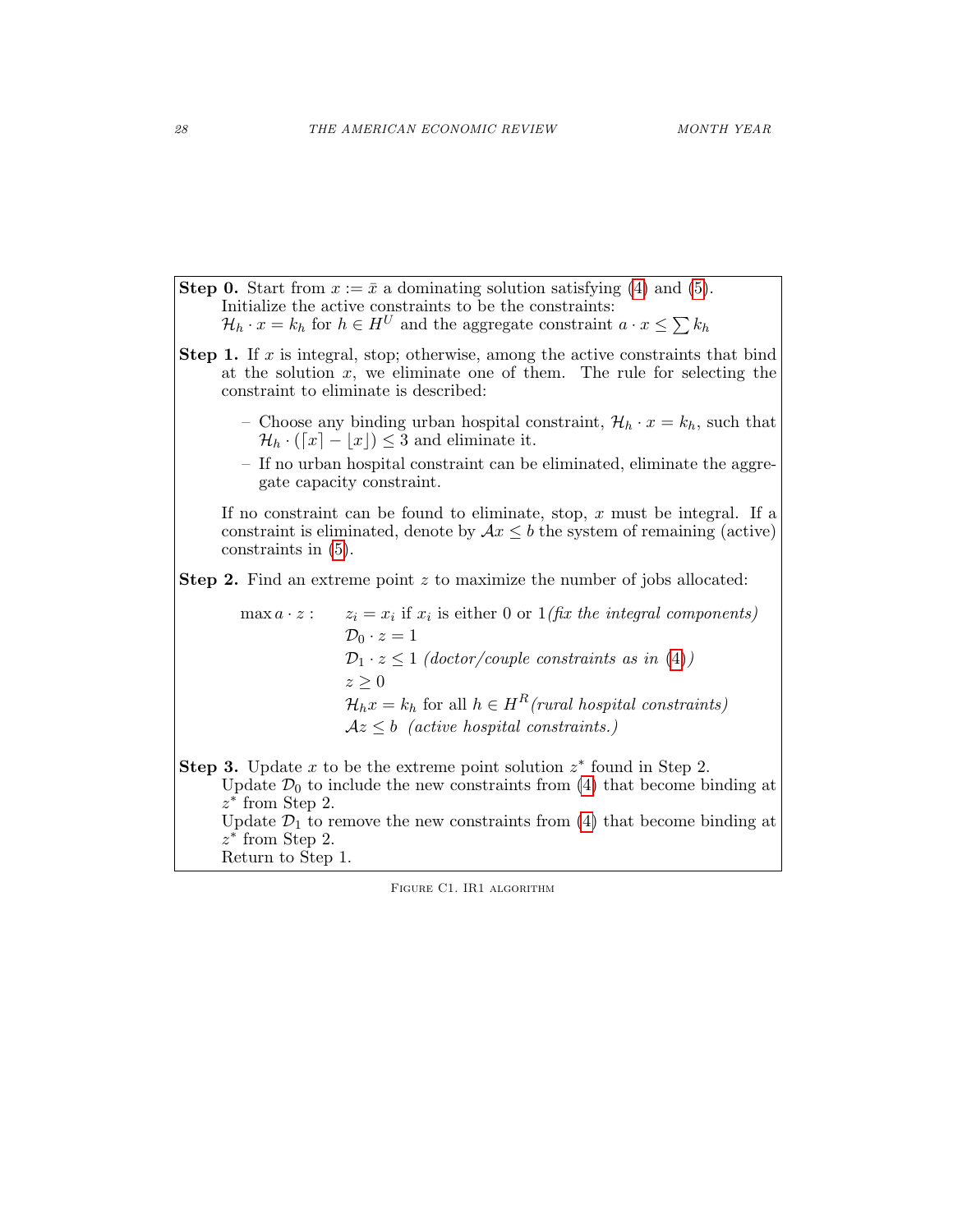**Step 0.** Start from $x := \bar{x}$ a dominating solution satisfying (4) and (5).
Initialize the active constraints to be the constraints:
$\mathcal{H}_h \cdot x = k_h$ for $h \in H^U$ and the aggregate constraint $a \cdot x \leq \sum k_h$

**Step 1.** If $x$ is integral, stop; otherwise, among the active constraints that bind at the solution $x$, we eliminate one of them. The rule for selecting the constraint to eliminate is described:

- Choose any binding urban hospital constraint, $\mathcal{H}_h \cdot x = k_h$, such that $\mathcal{H}_h \cdot (\lceil x \rceil - \lfloor x \rfloor) \leq 3$ and eliminate it.
- If no urban hospital constraint can be eliminated, eliminate the aggregate capacity constraint.

If no constraint can be found to eliminate, stop, $x$ must be integral. If a constraint is eliminated, denote by $\mathcal{A}x \leq b$ the system of remaining (active) constraints in (5).

**Step 2.** Find an extreme point $z$ to maximize the number of jobs allocated:

$$
\begin{aligned}
\max a \cdot z : \quad & z_i = x_i \text{ if } x_i \text{ is either 0 or 1} \textit{(fix the integral components)} \\
& \mathcal{D}_0 \cdot z = 1 \\
& \mathcal{D}_1 \cdot z \leq 1 \textit{ (doctor/couple constraints as in (4))} \\
& z \geq 0 \\
& \mathcal{H}_h x = k_h \text{ for all } h \in H^R \textit{(rural hospital constraints)} \\
& \mathcal{A}z \leq b \textit{ (active hospital constraints.)}
\end{aligned}
$$

**Step 3.** Update $x$ to be the extreme point solution $z^*$ found in Step 2.
Update $\mathcal{D}_0$ to include the new constraints from (4) that become binding at $z^*$ from Step 2.
Update $\mathcal{D}_1$ to remove the new constraints from (4) that become binding at $z^*$ from Step 2.
Return to Step 1.

FIGURE C1. IR1 ALGORITHM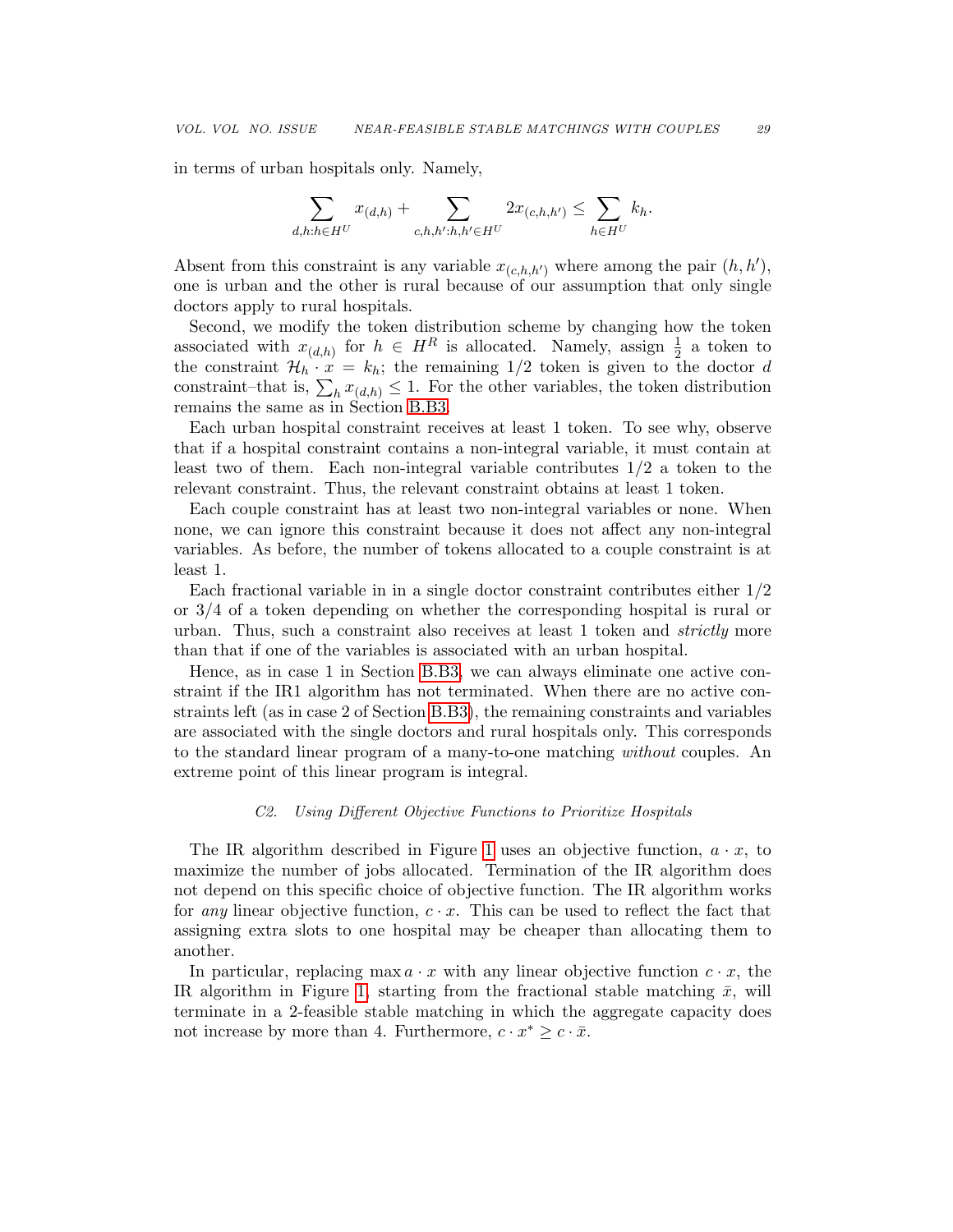in terms of urban hospitals only. Namely,

$$\sum_{d,h:h\in H^U} x_{(d,h)} + \sum_{c,h,h':h,h'\in H^U} 2x_{(c,h,h')} \leq \sum_{h\in H^U} k_h.$$

Absent from this constraint is any variable $x_{(c,h,h')}$ where among the pair $(h,h')$, one is urban and the other is rural because of our assumption that only single doctors apply to rural hospitals.

Second, we modify the token distribution scheme by changing how the token associated with $x_{(d,h)}$ for $h \in H^R$ is allocated. Namely, assign $\frac{1}{2}$ a token to the constraint $\mathcal{H}_h \cdot x = k_h$; the remaining $1/2$ token is given to the doctor $d$ constraint–that is, $\sum_h x_{(d,h)} \leq 1$. For the other variables, the token distribution remains the same as in Section B.B3.

Each urban hospital constraint receives at least 1 token. To see why, observe that if a hospital constraint contains a non-integral variable, it must contain at least two of them. Each non-integral variable contributes $1/2$ a token to the relevant constraint. Thus, the relevant constraint obtains at least 1 token.

Each couple constraint has at least two non-integral variables or none. When none, we can ignore this constraint because it does not affect any non-integral variables. As before, the number of tokens allocated to a couple constraint is at least 1.

Each fractional variable in in a single doctor constraint contributes either $1/2$ or $3/4$ of a token depending on whether the corresponding hospital is rural or urban. Thus, such a constraint also receives at least 1 token and *strictly* more than that if one of the variables is associated with an urban hospital.

Hence, as in case 1 in Section B.B3, we can always eliminate one active constraint if the IR1 algorithm has not terminated. When there are no active constraints left (as in case 2 of Section B.B3), the remaining constraints and variables are associated with the single doctors and rural hospitals only. This corresponds to the standard linear program of a many-to-one matching *without* couples. An extreme point of this linear program is integral.

### C2. *Using Different Objective Functions to Prioritize Hospitals*

The IR algorithm described in Figure 1 uses an objective function, $a \cdot x$, to maximize the number of jobs allocated. Termination of the IR algorithm does not depend on this specific choice of objective function. The IR algorithm works for *any* linear objective function, $c \cdot x$. This can be used to reflect the fact that assigning extra slots to one hospital may be cheaper than allocating them to another.

In particular, replacing $\max a \cdot x$ with any linear objective function $c \cdot x$, the IR algorithm in Figure 1, starting from the fractional stable matching $\bar{x}$, will terminate in a 2-feasible stable matching in which the aggregate capacity does not increase by more than 4. Furthermore, $c \cdot x^* \geq c \cdot \bar{x}$.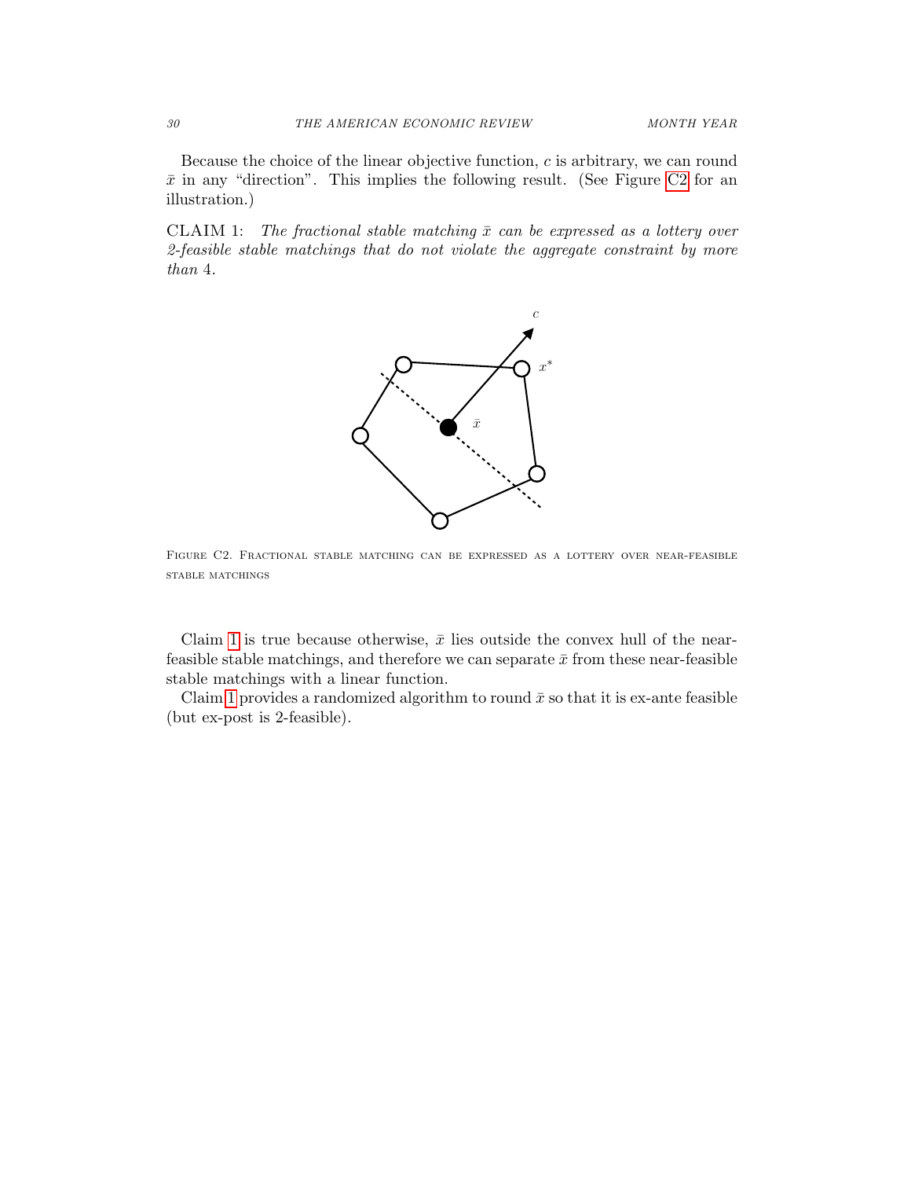Because the choice of the linear objective function, $c$ is arbitrary, we can round $\bar{x}$ in any "direction". This implies the following result. (See Figure C2 for an illustration.)

CLAIM 1: *The fractional stable matching $\bar{x}$ can be expressed as a lottery over 2-feasible stable matchings that do not violate the aggregate constraint by more than* 4.

$c$

$x^*$

$\bar{x}$

Figure C2. Fractional stable matching can be expressed as a lottery over near-feasible stable matchings

Claim 1 is true because otherwise, $\bar{x}$ lies outside the convex hull of the near-feasible stable matchings, and therefore we can separate $\bar{x}$ from these near-feasible stable matchings with a linear function.

Claim 1 provides a randomized algorithm to round $\bar{x}$ so that it is ex-ante feasible (but ex-post is 2-feasible).